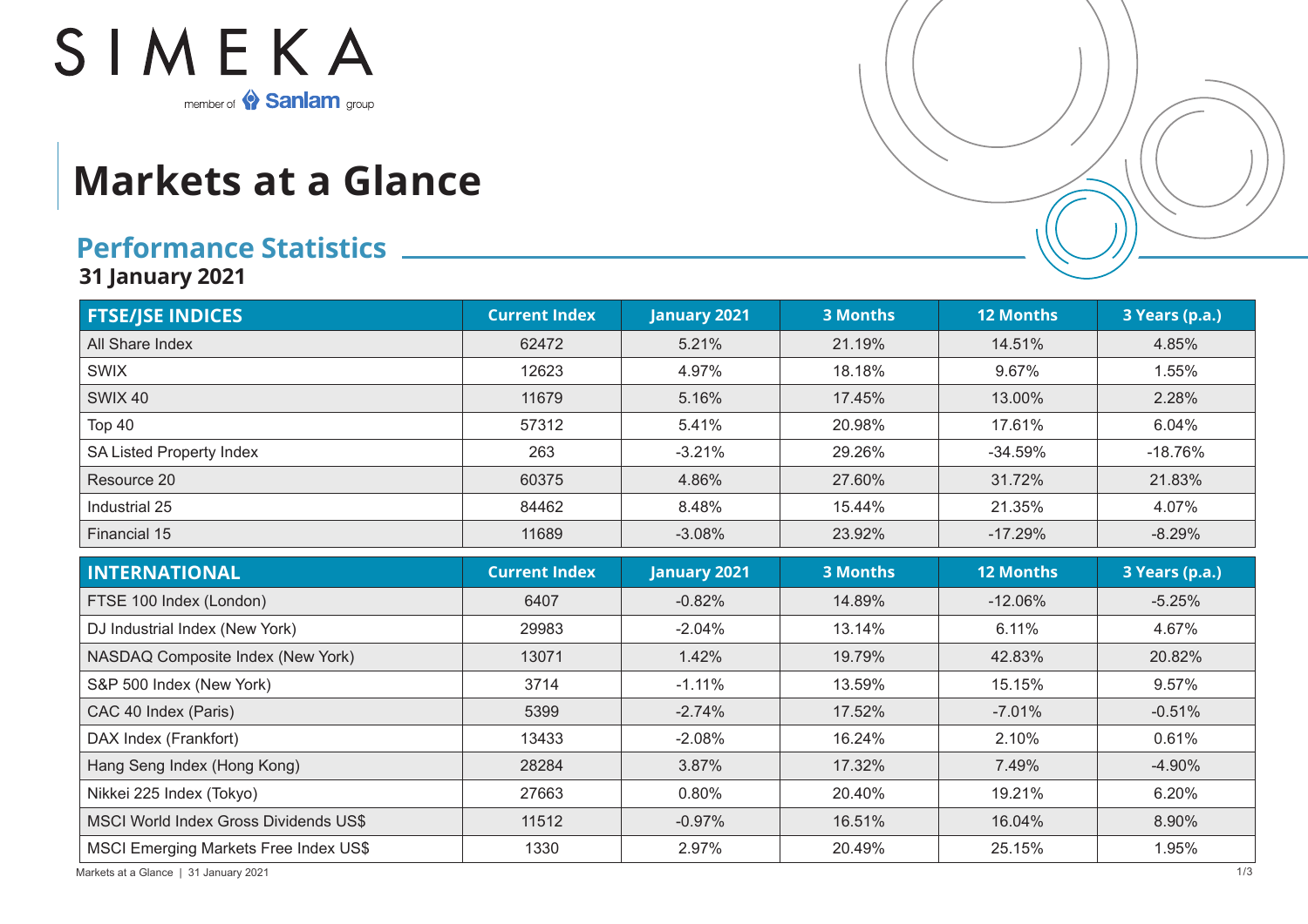SIMEKA

member of Sanlam group

# Markets at a Glance

## Performance Statistics

**31 January 2021**

| FTSE/JSE INDICES | Current Index | January 2021 | 3 Months | 12 Months | 3 Years (p.a.) |
|---|---|---|---|---|---|
| All Share Index | 62472 | 5.21% | 21.19% | 14.51% | 4.85% |
| SWIX | 12623 | 4.97% | 18.18% | 9.67% | 1.55% |
| SWIX 40 | 11679 | 5.16% | 17.45% | 13.00% | 2.28% |
| Top 40 | 57312 | 5.41% | 20.98% | 17.61% | 6.04% |
| SA Listed Property Index | 263 | -3.21% | 29.26% | -34.59% | -18.76% |
| Resource 20 | 60375 | 4.86% | 27.60% | 31.72% | 21.83% |
| Industrial 25 | 84462 | 8.48% | 15.44% | 21.35% | 4.07% |
| Financial 15 | 11689 | -3.08% | 23.92% | -17.29% | -8.29% |

| INTERNATIONAL | Current Index | January 2021 | 3 Months | 12 Months | 3 Years (p.a.) |
|---|---|---|---|---|---|
| FTSE 100 Index (London) | 6407 | -0.82% | 14.89% | -12.06% | -5.25% |
| DJ Industrial Index (New York) | 29983 | -2.04% | 13.14% | 6.11% | 4.67% |
| NASDAQ Composite Index (New York) | 13071 | 1.42% | 19.79% | 42.83% | 20.82% |
| S&P 500 Index (New York) | 3714 | -1.11% | 13.59% | 15.15% | 9.57% |
| CAC 40 Index (Paris) | 5399 | -2.74% | 17.52% | -7.01% | -0.51% |
| DAX Index (Frankfort) | 13433 | -2.08% | 16.24% | 2.10% | 0.61% |
| Hang Seng Index (Hong Kong) | 28284 | 3.87% | 17.32% | 7.49% | -4.90% |
| Nikkei 225 Index (Tokyo) | 27663 | 0.80% | 20.40% | 19.21% | 6.20% |
| MSCI World Index Gross Dividends US$ | 11512 | -0.97% | 16.51% | 16.04% | 8.90% |
| MSCI Emerging Markets Free Index US$ | 1330 | 2.97% | 20.49% | 25.15% | 1.95% |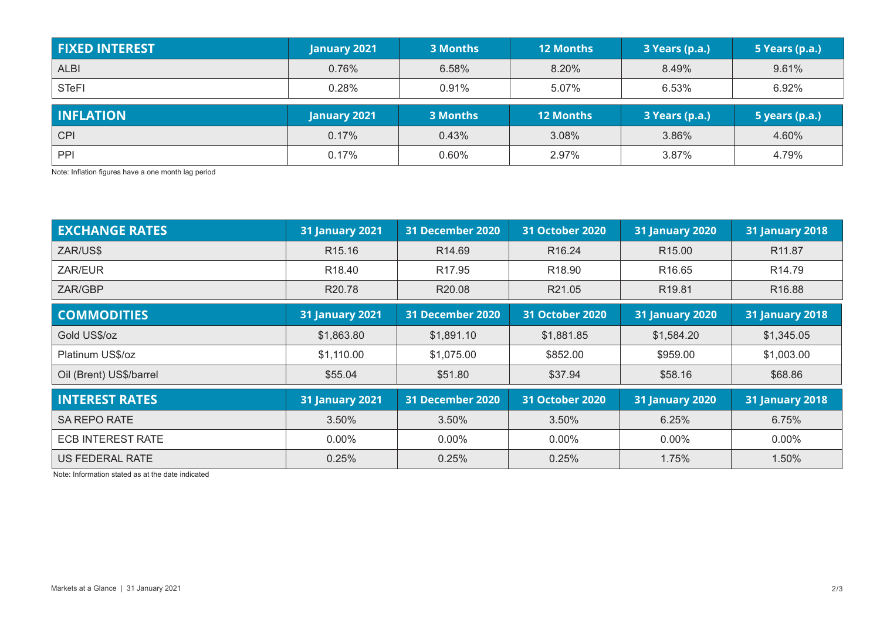| FIXED INTEREST | January 2021 | 3 Months | 12 Months | 3 Years (p.a.) | 5 Years (p.a.) |
|---|---|---|---|---|---|
| ALBI | 0.76% | 6.58% | 8.20% | 8.49% | 9.61% |
| STeFI | 0.28% | 0.91% | 5.07% | 6.53% | 6.92% |

| INFLATION | January 2021 | 3 Months | 12 Months | 3 Years (p.a.) | 5 years (p.a.) |
|---|---|---|---|---|---|
| CPI | 0.17% | 0.43% | 3.08% | 3.86% | 4.60% |
| PPI | 0.17% | 0.60% | 2.97% | 3.87% | 4.79% |

Note: Inflation figures have a one month lag period

| EXCHANGE RATES | 31 January 2021 | 31 December 2020 | 31 October 2020 | 31 January 2020 | 31 January 2018 |
|---|---|---|---|---|---|
| ZAR/US$ | R15.16 | R14.69 | R16.24 | R15.00 | R11.87 |
| ZAR/EUR | R18.40 | R17.95 | R18.90 | R16.65 | R14.79 |
| ZAR/GBP | R20.78 | R20.08 | R21.05 | R19.81 | R16.88 |

| COMMODITIES | 31 January 2021 | 31 December 2020 | 31 October 2020 | 31 January 2020 | 31 January 2018 |
|---|---|---|---|---|---|
| Gold US$/oz | $1,863.80 | $1,891.10 | $1,881.85 | $1,584.20 | $1,345.05 |
| Platinum US$/oz | $1,110.00 | $1,075.00 | $852.00 | $959.00 | $1,003.00 |
| Oil (Brent) US$/barrel | $55.04 | $51.80 | $37.94 | $58.16 | $68.86 |

| INTEREST RATES | 31 January 2021 | 31 December 2020 | 31 October 2020 | 31 January 2020 | 31 January 2018 |
|---|---|---|---|---|---|
| SA REPO RATE | 3.50% | 3.50% | 3.50% | 6.25% | 6.75% |
| ECB INTEREST RATE | 0.00% | 0.00% | 0.00% | 0.00% | 0.00% |
| US FEDERAL RATE | 0.25% | 0.25% | 0.25% | 1.75% | 1.50% |

Note: Information stated as at the date indicated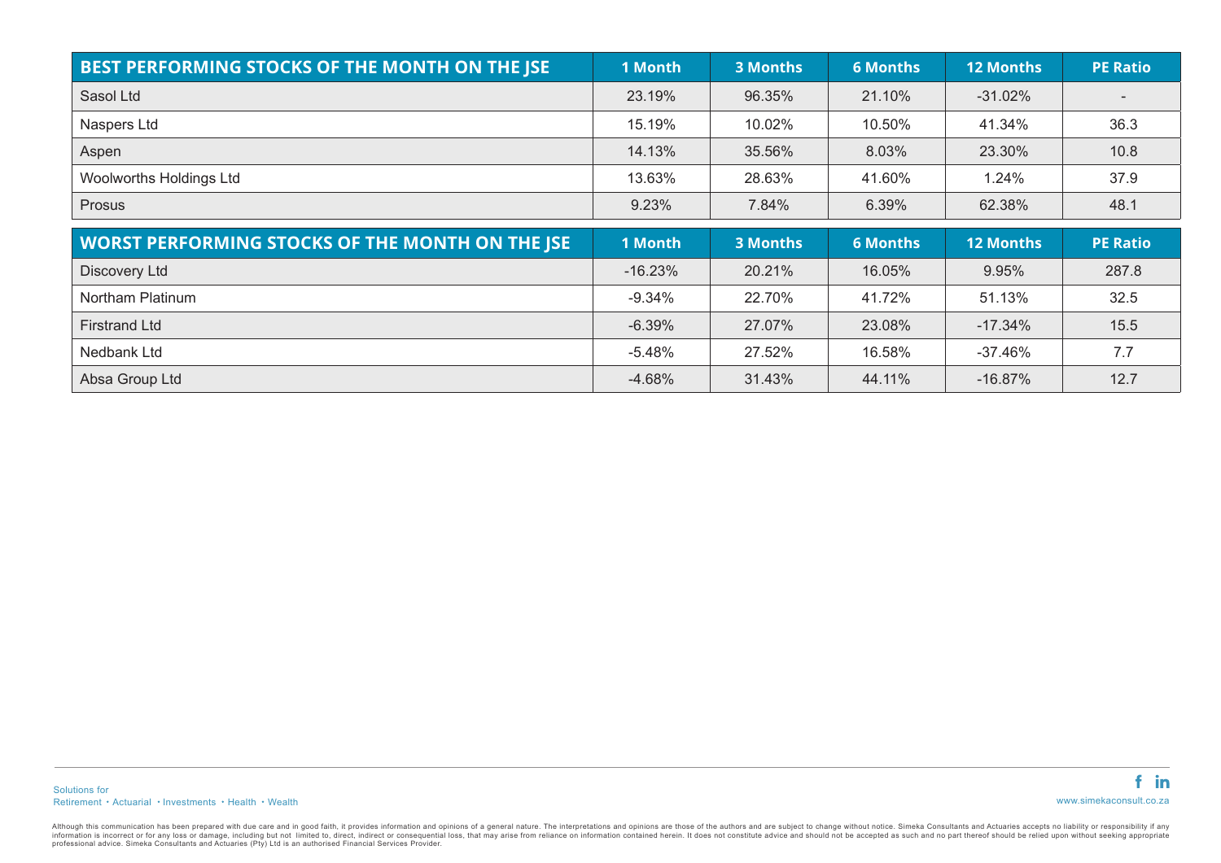| BEST PERFORMING STOCKS OF THE MONTH ON THE JSE | 1 Month | 3 Months | 6 Months | 12 Months | PE Ratio |
|---|---|---|---|---|---|
| Sasol Ltd | 23.19% | 96.35% | 21.10% | -31.02% | - |
| Naspers Ltd | 15.19% | 10.02% | 10.50% | 41.34% | 36.3 |
| Aspen | 14.13% | 35.56% | 8.03% | 23.30% | 10.8 |
| Woolworths Holdings Ltd | 13.63% | 28.63% | 41.60% | 1.24% | 37.9 |
| Prosus | 9.23% | 7.84% | 6.39% | 62.38% | 48.1 |

| WORST PERFORMING STOCKS OF THE MONTH ON THE JSE | 1 Month | 3 Months | 6 Months | 12 Months | PE Ratio |
|---|---|---|---|---|---|
| Discovery Ltd | -16.23% | 20.21% | 16.05% | 9.95% | 287.8 |
| Northam Platinum | -9.34% | 22.70% | 41.72% | 51.13% | 32.5 |
| Firstrand Ltd | -6.39% | 27.07% | 23.08% | -17.34% | 15.5 |
| Nedbank Ltd | -5.48% | 27.52% | 16.58% | -37.46% | 7.7 |
| Absa Group Ltd | -4.68% | 31.43% | 44.11% | -16.87% | 12.7 |

Solutions for
Retirement • Actuarial • Investments • Health • Wealth

www.simekaconsult.co.za

Although this communication has been prepared with due care and in good faith, it provides information and opinions of a general nature. The interpretations and opinions are those of the authors and are subject to change without notice. Simeka Consultants and Actuaries accepts no liability or responsibility if any information is incorrect or for any loss or damage, including but not limited to, direct, indirect or consequential loss, that may arise from reliance on information contained herein. It does not constitute advice and should not be accepted as such and no part thereof should be relied upon without seeking appropriate professional advice. Simeka Consultants and Actuaries (Pty) Ltd is an authorised Financial Services Provider.